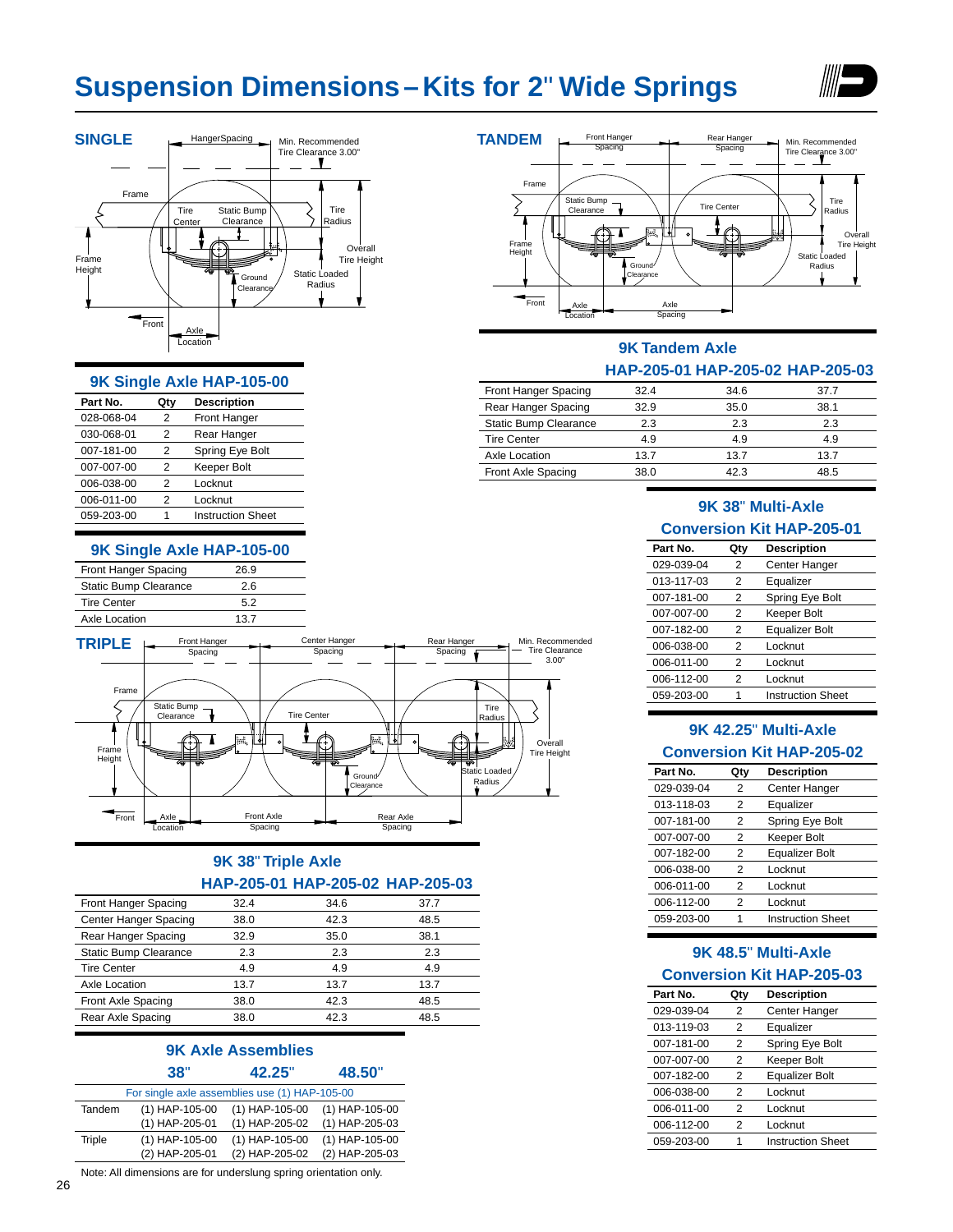# Suspension Dimensions – Kits for 2" Wide Springs

## SINGLE

Hanger Spacing · Min. Recommended Tire Clearance 3.00" · Frame · Tire Center · Static Bump Clearance · Tire Radius · Overall Tire Height · Frame Height · Ground Clearance · Static Loaded Radius · Front · Axle Location

### 9K Single Axle HAP-105-00

| Part No. | Qty | Description |
|---|---|---|
| 028-068-04 | 2 | Front Hanger |
| 030-068-01 | 2 | Rear Hanger |
| 007-181-00 | 2 | Spring Eye Bolt |
| 007-007-00 | 2 | Keeper Bolt |
| 006-038-00 | 2 | Locknut |
| 006-011-00 | 2 | Locknut |
| 059-203-00 | 1 | Instruction Sheet |

### 9K Single Axle HAP-105-00

| | |
|---|---|
| Front Hanger Spacing | 26.9 |
| Static Bump Clearance | 2.6 |
| Tire Center | 5.2 |
| Axle Location | 13.7 |

## TANDEM

Front Hanger Spacing · Rear Hanger Spacing · Min. Recommended Tire Clearance 3.00" · Frame · Static Bump Clearance · Tire Center · Tire Radius · Overall Tire Height · Frame Height · Ground Clearance · Static Loaded Radius · Front · Axle Location · Axle Spacing

### 9K Tandem Axle

| | HAP-205-01 | HAP-205-02 | HAP-205-03 |
|---|---|---|---|
| Front Hanger Spacing | 32.4 | 34.6 | 37.7 |
| Rear Hanger Spacing | 32.9 | 35.0 | 38.1 |
| Static Bump Clearance | 2.3 | 2.3 | 2.3 |
| Tire Center | 4.9 | 4.9 | 4.9 |
| Axle Location | 13.7 | 13.7 | 13.7 |
| Front Axle Spacing | 38.0 | 42.3 | 48.5 |

### 9K 38" Multi-Axle Conversion Kit HAP-205-01

| Part No. | Qty | Description |
|---|---|---|
| 029-039-04 | 2 | Center Hanger |
| 013-117-03 | 2 | Equalizer |
| 007-181-00 | 2 | Spring Eye Bolt |
| 007-007-00 | 2 | Keeper Bolt |
| 007-182-00 | 2 | Equalizer Bolt |
| 006-038-00 | 2 | Locknut |
| 006-011-00 | 2 | Locknut |
| 006-112-00 | 2 | Locknut |
| 059-203-00 | 1 | Instruction Sheet |

### 9K 42.25" Multi-Axle Conversion Kit HAP-205-02

| Part No. | Qty | Description |
|---|---|---|
| 029-039-04 | 2 | Center Hanger |
| 013-118-03 | 2 | Equalizer |
| 007-181-00 | 2 | Spring Eye Bolt |
| 007-007-00 | 2 | Keeper Bolt |
| 007-182-00 | 2 | Equalizer Bolt |
| 006-038-00 | 2 | Locknut |
| 006-011-00 | 2 | Locknut |
| 006-112-00 | 2 | Locknut |
| 059-203-00 | 1 | Instruction Sheet |

### 9K 48.5" Multi-Axle Conversion Kit HAP-205-03

| Part No. | Qty | Description |
|---|---|---|
| 029-039-04 | 2 | Center Hanger |
| 013-119-03 | 2 | Equalizer |
| 007-181-00 | 2 | Spring Eye Bolt |
| 007-007-00 | 2 | Keeper Bolt |
| 007-182-00 | 2 | Equalizer Bolt |
| 006-038-00 | 2 | Locknut |
| 006-011-00 | 2 | Locknut |
| 006-112-00 | 2 | Locknut |
| 059-203-00 | 1 | Instruction Sheet |

## TRIPLE

Front Hanger Spacing · Center Hanger Spacing · Rear Hanger Spacing · Min. Recommended Tire Clearance 3.00" · Frame · Static Bump Clearance · Tire Center · Tire Radius · Overall Tire Height · Frame Height · Ground Clearance · Static Loaded Radius · Front · Axle Location · Front Axle Spacing · Rear Axle Spacing

### 9K 38" Triple Axle

| | HAP-205-01 | HAP-205-02 | HAP-205-03 |
|---|---|---|---|
| Front Hanger Spacing | 32.4 | 34.6 | 37.7 |
| Center Hanger Spacing | 38.0 | 42.3 | 48.5 |
| Rear Hanger Spacing | 32.9 | 35.0 | 38.1 |
| Static Bump Clearance | 2.3 | 2.3 | 2.3 |
| Tire Center | 4.9 | 4.9 | 4.9 |
| Axle Location | 13.7 | 13.7 | 13.7 |
| Front Axle Spacing | 38.0 | 42.3 | 48.5 |
| Rear Axle Spacing | 38.0 | 42.3 | 48.5 |

### 9K Axle Assemblies

| | 38" | 42.25" | 48.50" |
|---|---|---|---|
| For single axle assemblies use (1) HAP-105-00 | | | |
| Tandem | (1) HAP-105-00<br>(1) HAP-205-01 | (1) HAP-105-00<br>(1) HAP-205-02 | (1) HAP-105-00<br>(1) HAP-205-03 |
| Triple | (1) HAP-105-00<br>(2) HAP-205-01 | (1) HAP-105-00<br>(2) HAP-205-02 | (1) HAP-105-00<br>(2) HAP-205-03 |

Note: All dimensions are for underslung spring orientation only.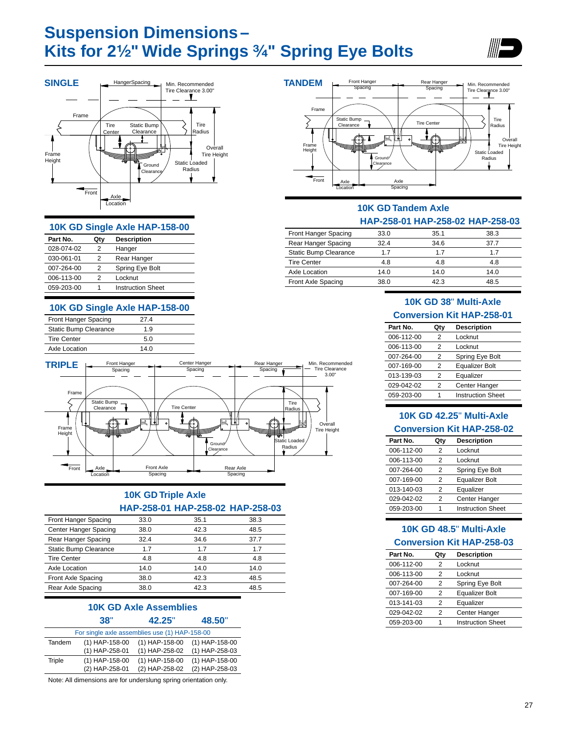# Suspension Dimensions – Kits for 2½" Wide Springs ¾" Spring Eye Bolts

## SINGLE

Hanger Spacing, Min. Recommended Tire Clearance 3.00", Frame, Tire Center, Static Bump Clearance, Tire Radius, Overall Tire Height, Frame Height, Ground Clearance, Static Loaded Radius, Front, Axle Location

### 10K GD Single Axle HAP-158-00

| Part No. | Qty | Description |
|---|---|---|
| 028-074-02 | 2 | Hanger |
| 030-061-01 | 2 | Rear Hanger |
| 007-264-00 | 2 | Spring Eye Bolt |
| 006-113-00 | 2 | Locknut |
| 059-203-00 | 1 | Instruction Sheet |

### 10K GD Single Axle HAP-158-00

| | |
|---|---|
| Front Hanger Spacing | 27.4 |
| Static Bump Clearance | 1.9 |
| Tire Center | 5.0 |
| Axle Location | 14.0 |

## TANDEM

Front Hanger Spacing, Rear Hanger Spacing, Min. Recommended Tire Clearance 3.00", Frame, Static Bump Clearance, Tire Center, Tire Radius, Overall Tire Height, Frame Height, Ground Clearance, Static Loaded Radius, Front, Axle Location, Axle Spacing

### 10K GD Tandem Axle

| | HAP-258-01 | HAP-258-02 | HAP-258-03 |
|---|---|---|---|
| Front Hanger Spacing | 33.0 | 35.1 | 38.3 |
| Rear Hanger Spacing | 32.4 | 34.6 | 37.7 |
| Static Bump Clearance | 1.7 | 1.7 | 1.7 |
| Tire Center | 4.8 | 4.8 | 4.8 |
| Axle Location | 14.0 | 14.0 | 14.0 |
| Front Axle Spacing | 38.0 | 42.3 | 48.5 |

### 10K GD 38" Multi-Axle Conversion Kit HAP-258-01

| Part No. | Qty | Description |
|---|---|---|
| 006-112-00 | 2 | Locknut |
| 006-113-00 | 2 | Locknut |
| 007-264-00 | 2 | Spring Eye Bolt |
| 007-169-00 | 2 | Equalizer Bolt |
| 013-139-03 | 2 | Equalizer |
| 029-042-02 | 2 | Center Hanger |
| 059-203-00 | 1 | Instruction Sheet |

### 10K GD 42.25" Multi-Axle Conversion Kit HAP-258-02

| Part No. | Qty | Description |
|---|---|---|
| 006-112-00 | 2 | Locknut |
| 006-113-00 | 2 | Locknut |
| 007-264-00 | 2 | Spring Eye Bolt |
| 007-169-00 | 2 | Equalizer Bolt |
| 013-140-03 | 2 | Equalizer |
| 029-042-02 | 2 | Center Hanger |
| 059-203-00 | 1 | Instruction Sheet |

### 10K GD 48.5" Multi-Axle Conversion Kit HAP-258-03

| Part No. | Qty | Description |
|---|---|---|
| 006-112-00 | 2 | Locknut |
| 006-113-00 | 2 | Locknut |
| 007-264-00 | 2 | Spring Eye Bolt |
| 007-169-00 | 2 | Equalizer Bolt |
| 013-141-03 | 2 | Equalizer |
| 029-042-02 | 2 | Center Hanger |
| 059-203-00 | 1 | Instruction Sheet |

## TRIPLE

Front Hanger Spacing, Center Hanger Spacing, Rear Hanger Spacing, Min. Recommended Tire Clearance 3.00", Frame, Static Bump Clearance, Tire Center, Tire Radius, Overall Tire Height, Frame Height, Ground Clearance, Static Loaded Radius, Front, Axle Location, Front Axle Spacing, Rear Axle Spacing

### 10K GD Triple Axle

| | HAP-258-01 | HAP-258-02 | HAP-258-03 |
|---|---|---|---|
| Front Hanger Spacing | 33.0 | 35.1 | 38.3 |
| Center Hanger Spacing | 38.0 | 42.3 | 48.5 |
| Rear Hanger Spacing | 32.4 | 34.6 | 37.7 |
| Static Bump Clearance | 1.7 | 1.7 | 1.7 |
| Tire Center | 4.8 | 4.8 | 4.8 |
| Axle Location | 14.0 | 14.0 | 14.0 |
| Front Axle Spacing | 38.0 | 42.3 | 48.5 |
| Rear Axle Spacing | 38.0 | 42.3 | 48.5 |

### 10K GD Axle Assemblies

| | 38" | 42.25" | 48.50" |
|---|---|---|---|
| For single axle assemblies use (1) HAP-158-00 | | | |
| Tandem | (1) HAP-158-00<br>(1) HAP-258-01 | (1) HAP-158-00<br>(1) HAP-258-02 | (1) HAP-158-00<br>(1) HAP-258-03 |
| Triple | (1) HAP-158-00<br>(2) HAP-258-01 | (1) HAP-158-00<br>(2) HAP-258-02 | (1) HAP-158-00<br>(2) HAP-258-03 |

Note: All dimensions are for underslung spring orientation only.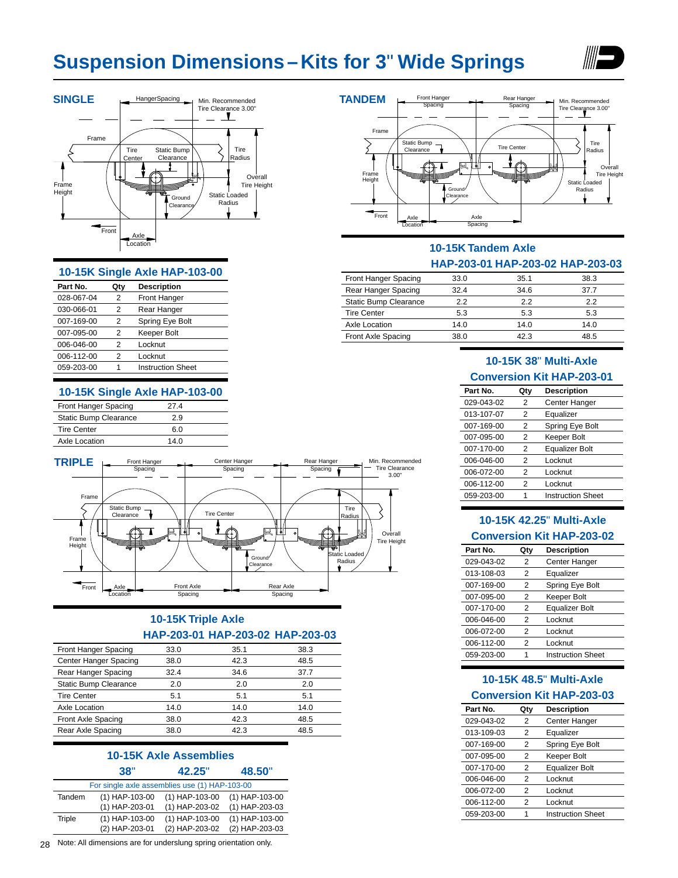# Suspension Dimensions – Kits for 3" Wide Springs

## SINGLE

HangerSpacing
Min. Recommended Tire Clearance 3.00"
Frame
Tire Center
Static Bump Clearance
Tire Radius
Frame Height
Overall Tire Height
Ground Clearance
Static Loaded Radius
Front
Axle Location

### 10-15K Single Axle HAP-103-00

| Part No. | Qty | Description |
|---|---|---|
| 028-067-04 | 2 | Front Hanger |
| 030-066-01 | 2 | Rear Hanger |
| 007-169-00 | 2 | Spring Eye Bolt |
| 007-095-00 | 2 | Keeper Bolt |
| 006-046-00 | 2 | Locknut |
| 006-112-00 | 2 | Locknut |
| 059-203-00 | 1 | Instruction Sheet |

### 10-15K Single Axle HAP-103-00

| | |
|---|---|
| Front Hanger Spacing | 27.4 |
| Static Bump Clearance | 2.9 |
| Tire Center | 6.0 |
| Axle Location | 14.0 |

## TRIPLE

Front Hanger Spacing
Center Hanger Spacing
Rear Hanger Spacing
Min. Recommended Tire Clearance 3.00"
Frame
Static Bump Clearance
Tire Center
Tire Radius
Frame Height
Overall Tire Height
Ground Clearance
Static Loaded Radius
Front
Axle Location
Front Axle Spacing
Rear Axle Spacing

### 10-15K Triple Axle

| | HAP-203-01 | HAP-203-02 | HAP-203-03 |
|---|---|---|---|
| Front Hanger Spacing | 33.0 | 35.1 | 38.3 |
| Center Hanger Spacing | 38.0 | 42.3 | 48.5 |
| Rear Hanger Spacing | 32.4 | 34.6 | 37.7 |
| Static Bump Clearance | 2.0 | 2.0 | 2.0 |
| Tire Center | 5.1 | 5.1 | 5.1 |
| Axle Location | 14.0 | 14.0 | 14.0 |
| Front Axle Spacing | 38.0 | 42.3 | 48.5 |
| Rear Axle Spacing | 38.0 | 42.3 | 48.5 |

### 10-15K Axle Assemblies

| | 38" | 42.25" | 48.50" |
|---|---|---|---|
| For single axle assemblies use (1) HAP-103-00 | | | |
| Tandem | (1) HAP-103-00<br>(1) HAP-203-01 | (1) HAP-103-00<br>(1) HAP-203-02 | (1) HAP-103-00<br>(1) HAP-203-03 |
| Triple | (1) HAP-103-00<br>(2) HAP-203-01 | (1) HAP-103-00<br>(2) HAP-203-02 | (1) HAP-103-00<br>(2) HAP-203-03 |

Note: All dimensions are for underslung spring orientation only.

## TANDEM

Front Hanger Spacing
Rear Hanger Spacing
Min. Recommended Tire Clearance 3.00"
Frame
Static Bump Clearance
Tire Center
Tire Radius
Frame Height
Overall Tire Height
Static Loaded Radius
Ground Clearance
Front
Axle Location
Axle Spacing

### 10-15K Tandem Axle

| | HAP-203-01 | HAP-203-02 | HAP-203-03 |
|---|---|---|---|
| Front Hanger Spacing | 33.0 | 35.1 | 38.3 |
| Rear Hanger Spacing | 32.4 | 34.6 | 37.7 |
| Static Bump Clearance | 2.2 | 2.2 | 2.2 |
| Tire Center | 5.3 | 5.3 | 5.3 |
| Axle Location | 14.0 | 14.0 | 14.0 |
| Front Axle Spacing | 38.0 | 42.3 | 48.5 |

### 10-15K 38" Multi-Axle Conversion Kit HAP-203-01

| Part No. | Qty | Description |
|---|---|---|
| 029-043-02 | 2 | Center Hanger |
| 013-107-07 | 2 | Equalizer |
| 007-169-00 | 2 | Spring Eye Bolt |
| 007-095-00 | 2 | Keeper Bolt |
| 007-170-00 | 2 | Equalizer Bolt |
| 006-046-00 | 2 | Locknut |
| 006-072-00 | 2 | Locknut |
| 006-112-00 | 2 | Locknut |
| 059-203-00 | 1 | Instruction Sheet |

### 10-15K 42.25" Multi-Axle Conversion Kit HAP-203-02

| Part No. | Qty | Description |
|---|---|---|
| 029-043-02 | 2 | Center Hanger |
| 013-108-03 | 2 | Equalizer |
| 007-169-00 | 2 | Spring Eye Bolt |
| 007-095-00 | 2 | Keeper Bolt |
| 007-170-00 | 2 | Equalizer Bolt |
| 006-046-00 | 2 | Locknut |
| 006-072-00 | 2 | Locknut |
| 006-112-00 | 2 | Locknut |
| 059-203-00 | 1 | Instruction Sheet |

### 10-15K 48.5" Multi-Axle Conversion Kit HAP-203-03

| Part No. | Qty | Description |
|---|---|---|
| 029-043-02 | 2 | Center Hanger |
| 013-109-03 | 2 | Equalizer |
| 007-169-00 | 2 | Spring Eye Bolt |
| 007-095-00 | 2 | Keeper Bolt |
| 007-170-00 | 2 | Equalizer Bolt |
| 006-046-00 | 2 | Locknut |
| 006-072-00 | 2 | Locknut |
| 006-112-00 | 2 | Locknut |
| 059-203-00 | 1 | Instruction Sheet |